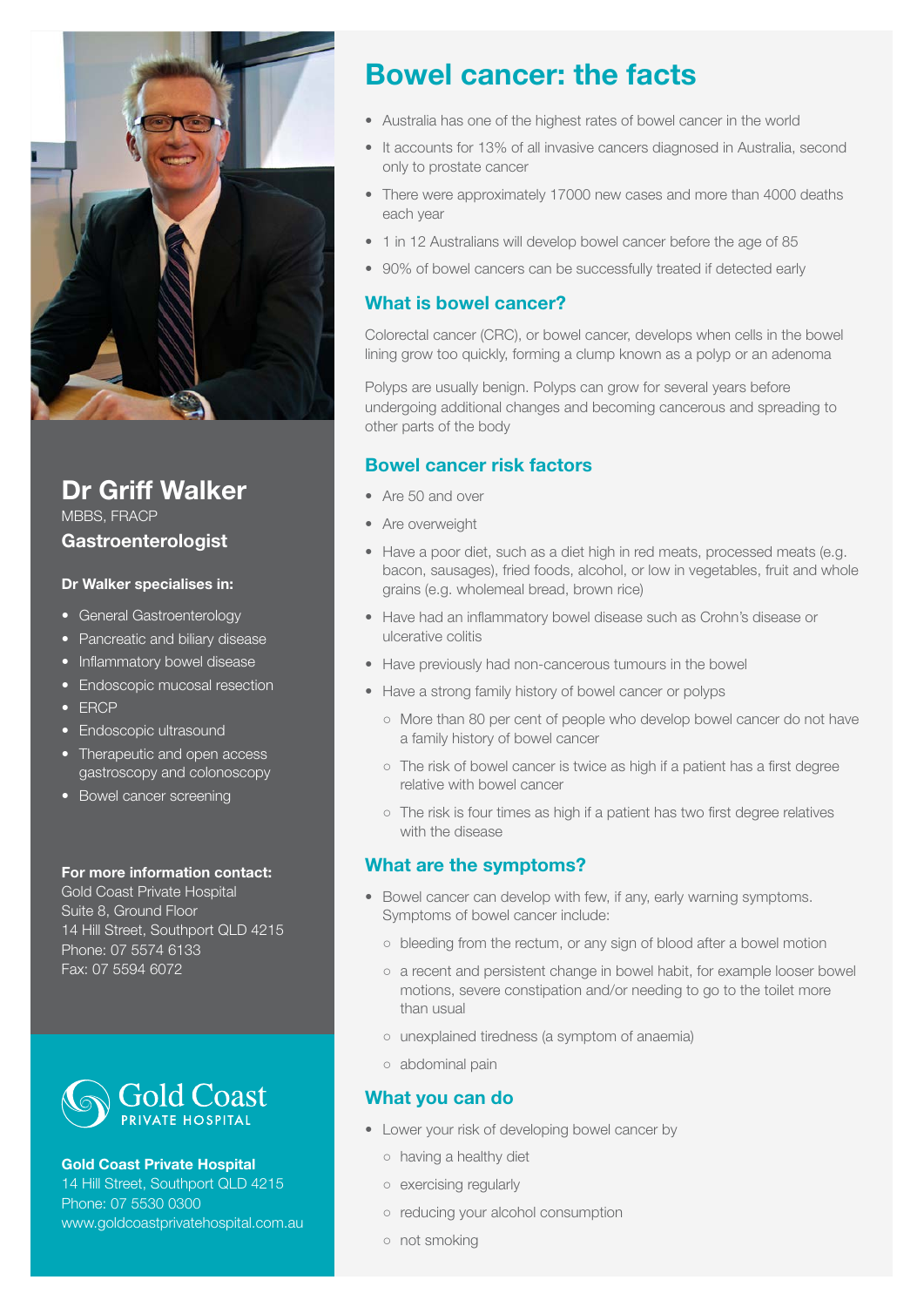# Bowel cancer: the facts

- Australia has one of the highest rates of bowel cancer in the world
- It accounts for 13% of all invasive cancers diagnosed in Australia, second only to prostate cancer
- There were approximately 17000 new cases and more than 4000 deaths each year
- 1 in 12 Australians will develop bowel cancer before the age of 85
- 90% of bowel cancers can be successfully treated if detected early

## What is bowel cancer?

Colorectal cancer (CRC), or bowel cancer, develops when cells in the bowel lining grow too quickly, forming a clump known as a polyp or an adenoma

Polyps are usually benign. Polyps can grow for several years before undergoing additional changes and becoming cancerous and spreading to other parts of the body

## Bowel cancer risk factors

- Are 50 and over
- Are overweight
- Have a poor diet, such as a diet high in red meats, processed meats (e.g. bacon, sausages), fried foods, alcohol, or low in vegetables, fruit and whole grains (e.g. wholemeal bread, brown rice)
- Have had an inflammatory bowel disease such as Crohn's disease or ulcerative colitis
- Have previously had non-cancerous tumours in the bowel
- Have a strong family history of bowel cancer or polyps
  - More than 80 per cent of people who develop bowel cancer do not have a family history of bowel cancer
  - The risk of bowel cancer is twice as high if a patient has a first degree relative with bowel cancer
  - The risk is four times as high if a patient has two first degree relatives with the disease

## What are the symptoms?

- Bowel cancer can develop with few, if any, early warning symptoms. Symptoms of bowel cancer include:
  - bleeding from the rectum, or any sign of blood after a bowel motion
  - a recent and persistent change in bowel habit, for example looser bowel motions, severe constipation and/or needing to go to the toilet more than usual
  - unexplained tiredness (a symptom of anaemia)
  - abdominal pain

## What you can do

- Lower your risk of developing bowel cancer by
  - having a healthy diet
  - exercising regularly
  - reducing your alcohol consumption
  - not smoking

## Dr Griff Walker

MBBS, FRACP

### Gastroenterologist

**Dr Walker specialises in:**

- General Gastroenterology
- Pancreatic and biliary disease
- Inflammatory bowel disease
- Endoscopic mucosal resection
- ERCP
- Endoscopic ultrasound
- Therapeutic and open access gastroscopy and colonoscopy
- Bowel cancer screening

**For more information contact:**
Gold Coast Private Hospital
Suite 8, Ground Floor
14 Hill Street, Southport QLD 4215
Phone: 07 5574 6133
Fax: 07 5594 6072

Gold Coast PRIVATE HOSPITAL

**Gold Coast Private Hospital**
14 Hill Street, Southport QLD 4215
Phone: 07 5530 0300
www.goldcoastprivatehospital.com.au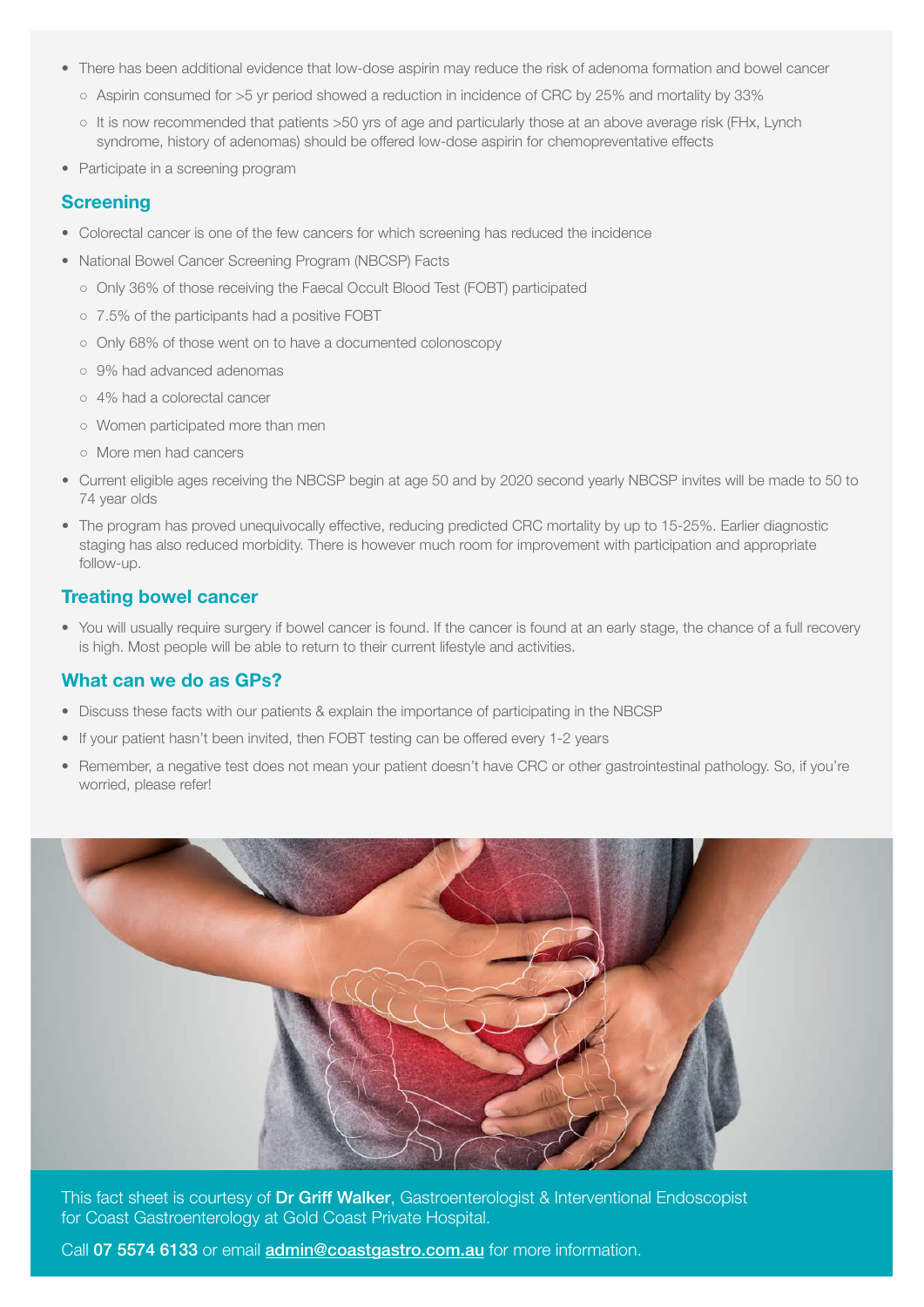- There has been additional evidence that low-dose aspirin may reduce the risk of adenoma formation and bowel cancer
  - Aspirin consumed for >5 yr period showed a reduction in incidence of CRC by 25% and mortality by 33%
  - It is now recommended that patients >50 yrs of age and particularly those at an above average risk (FHx, Lynch syndrome, history of adenomas) should be offered low-dose aspirin for chemopreventative effects
- Participate in a screening program

## Screening

- Colorectal cancer is one of the few cancers for which screening has reduced the incidence
- National Bowel Cancer Screening Program (NBCSP) Facts
  - Only 36% of those receiving the Faecal Occult Blood Test (FOBT) participated
  - 7.5% of the participants had a positive FOBT
  - Only 68% of those went on to have a documented colonoscopy
  - 9% had advanced adenomas
  - 4% had a colorectal cancer
  - Women participated more than men
  - More men had cancers
- Current eligible ages receiving the NBCSP begin at age 50 and by 2020 second yearly NBCSP invites will be made to 50 to 74 year olds
- The program has proved unequivocally effective, reducing predicted CRC mortality by up to 15-25%. Earlier diagnostic staging has also reduced morbidity. There is however much room for improvement with participation and appropriate follow-up.

## Treating bowel cancer

- You will usually require surgery if bowel cancer is found. If the cancer is found at an early stage, the chance of a full recovery is high. Most people will be able to return to their current lifestyle and activities.

## What can we do as GPs?

- Discuss these facts with our patients & explain the importance of participating in the NBCSP
- If your patient hasn't been invited, then FOBT testing can be offered every 1-2 years
- Remember, a negative test does not mean your patient doesn't have CRC or other gastrointestinal pathology. So, if you're worried, please refer!

This fact sheet is courtesy of **Dr Griff Walker**, Gastroenterologist & Interventional Endoscopist for Coast Gastroenterology at Gold Coast Private Hospital.

Call **07 5574 6133** or email **admin@coastgastro.com.au** for more information.